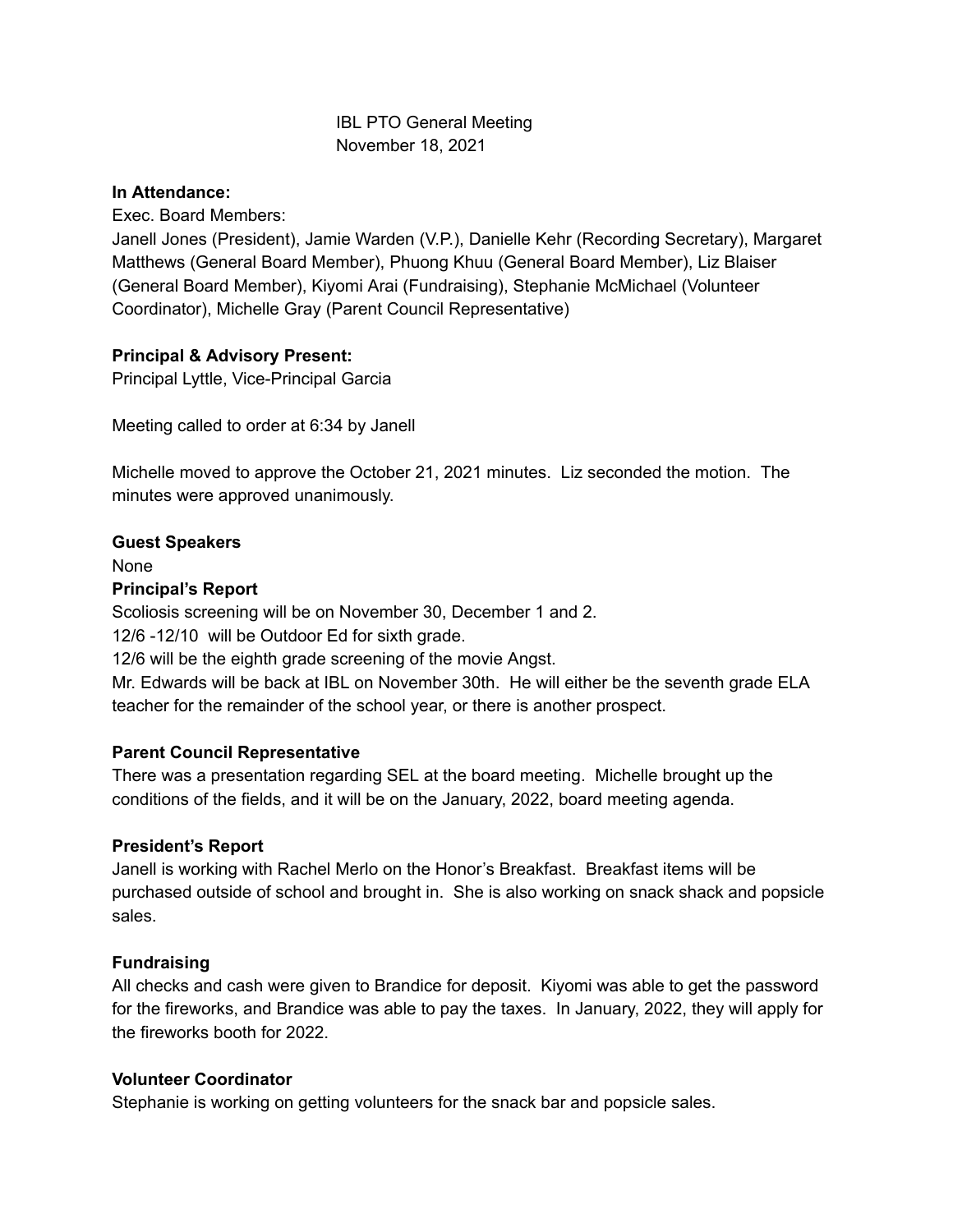IBL PTO General Meeting
November 18, 2021

**In Attendance:**
Exec. Board Members:
Janell Jones (President), Jamie Warden (V.P.), Danielle Kehr (Recording Secretary), Margaret Matthews (General Board Member), Phuong Khuu (General Board Member), Liz Blaiser (General Board Member), Kiyomi Arai (Fundraising), Stephanie McMichael (Volunteer Coordinator), Michelle Gray (Parent Council Representative)

**Principal & Advisory Present:**
Principal Lyttle, Vice-Principal Garcia

Meeting called to order at 6:34 by Janell

Michelle moved to approve the October 21, 2021 minutes. Liz seconded the motion. The minutes were approved unanimously.

**Guest Speakers**
None

**Principal's Report**
Scoliosis screening will be on November 30, December 1 and 2.
12/6 -12/10 will be Outdoor Ed for sixth grade.
12/6 will be the eighth grade screening of the movie Angst.
Mr. Edwards will be back at IBL on November 30th. He will either be the seventh grade ELA teacher for the remainder of the school year, or there is another prospect.

**Parent Council Representative**
There was a presentation regarding SEL at the board meeting. Michelle brought up the conditions of the fields, and it will be on the January, 2022, board meeting agenda.

**President's Report**
Janell is working with Rachel Merlo on the Honor's Breakfast. Breakfast items will be purchased outside of school and brought in. She is also working on snack shack and popsicle sales.

**Fundraising**
All checks and cash were given to Brandice for deposit. Kiyomi was able to get the password for the fireworks, and Brandice was able to pay the taxes. In January, 2022, they will apply for the fireworks booth for 2022.

**Volunteer Coordinator**
Stephanie is working on getting volunteers for the snack bar and popsicle sales.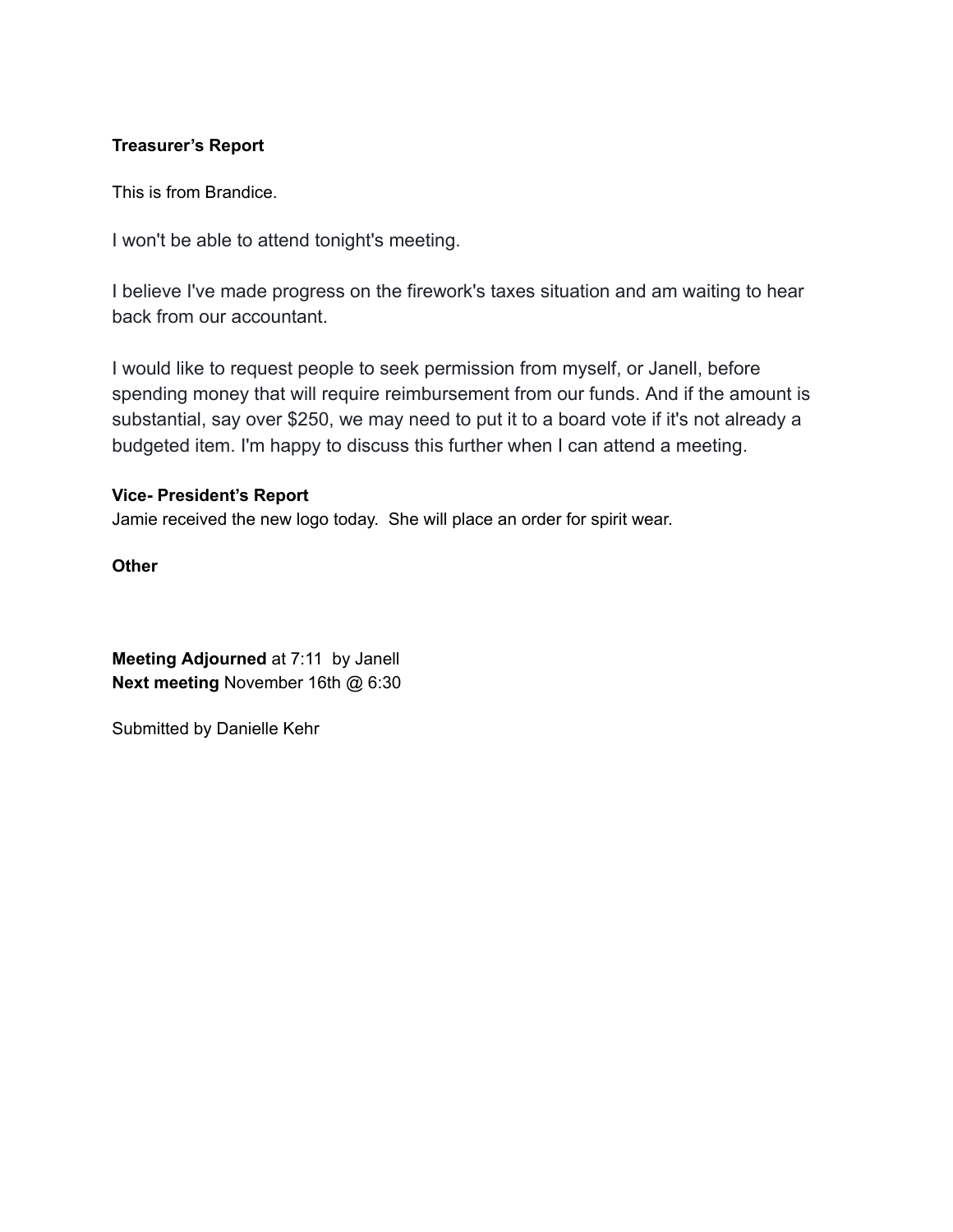**Treasurer's Report**

This is from Brandice.

I won't be able to attend tonight's meeting.

I believe I've made progress on the firework's taxes situation and am waiting to hear back from our accountant.

I would like to request people to seek permission from myself, or Janell, before spending money that will require reimbursement from our funds. And if the amount is substantial, say over $250, we may need to put it to a board vote if it's not already a budgeted item. I'm happy to discuss this further when I can attend a meeting.

**Vice- President's Report**
Jamie received the new logo today. She will place an order for spirit wear.

**Other**

**Meeting Adjourned** at 7:11 by Janell
**Next meeting** November 16th @ 6:30

Submitted by Danielle Kehr